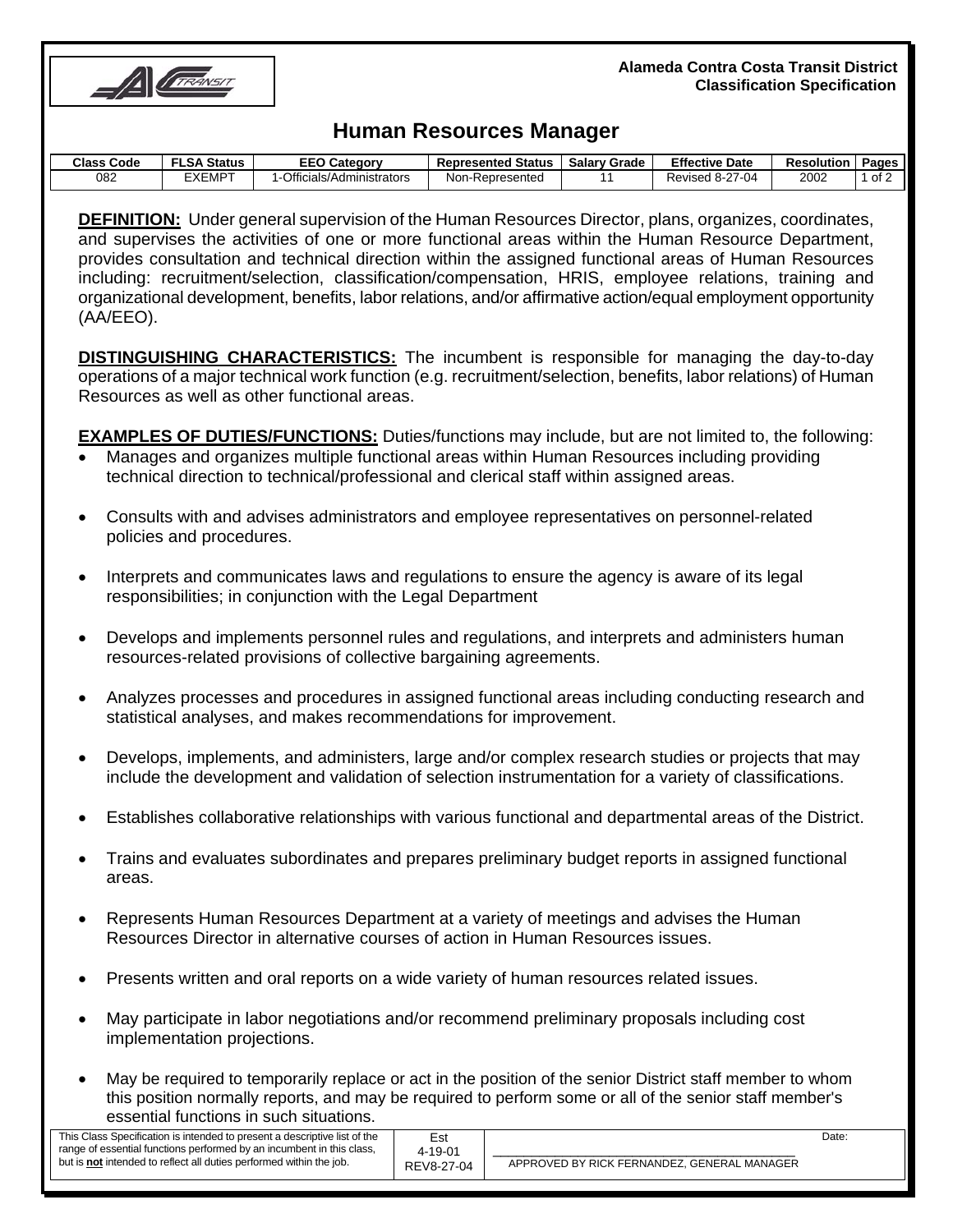**Alameda Contra Costa Transit District**
**Classification Specification**

# Human Resources Manager

| Class Code | FLSA Status | EEO Category | Represented Status | Salary Grade | Effective Date | Resolution | Pages |
|---|---|---|---|---|---|---|---|
| 082 | EXEMPT | 1-Officials/Administrators | Non-Represented | 11 | Revised 8-27-04 | 2002 | 1 of 2 |

**DEFINITION:** Under general supervision of the Human Resources Director, plans, organizes, coordinates, and supervises the activities of one or more functional areas within the Human Resource Department, provides consultation and technical direction within the assigned functional areas of Human Resources including: recruitment/selection, classification/compensation, HRIS, employee relations, training and organizational development, benefits, labor relations, and/or affirmative action/equal employment opportunity (AA/EEO).

**DISTINGUISHING CHARACTERISTICS:** The incumbent is responsible for managing the day-to-day operations of a major technical work function (e.g. recruitment/selection, benefits, labor relations) of Human Resources as well as other functional areas.

**EXAMPLES OF DUTIES/FUNCTIONS:** Duties/functions may include, but are not limited to, the following:

- Manages and organizes multiple functional areas within Human Resources including providing technical direction to technical/professional and clerical staff within assigned areas.
- Consults with and advises administrators and employee representatives on personnel-related policies and procedures.
- Interprets and communicates laws and regulations to ensure the agency is aware of its legal responsibilities; in conjunction with the Legal Department
- Develops and implements personnel rules and regulations, and interprets and administers human resources-related provisions of collective bargaining agreements.
- Analyzes processes and procedures in assigned functional areas including conducting research and statistical analyses, and makes recommendations for improvement.
- Develops, implements, and administers, large and/or complex research studies or projects that may include the development and validation of selection instrumentation for a variety of classifications.
- Establishes collaborative relationships with various functional and departmental areas of the District.
- Trains and evaluates subordinates and prepares preliminary budget reports in assigned functional areas.
- Represents Human Resources Department at a variety of meetings and advises the Human Resources Director in alternative courses of action in Human Resources issues.
- Presents written and oral reports on a wide variety of human resources related issues.
- May participate in labor negotiations and/or recommend preliminary proposals including cost implementation projections.
- May be required to temporarily replace or act in the position of the senior District staff member to whom this position normally reports, and may be required to perform some or all of the senior staff member's essential functions in such situations.

| This Class Specification is intended to present a descriptive list of the range of essential functions performed by an incumbent in this class, but is **not** intended to reflect all duties performed within the job. | Est 4-19-01 REV8-27-04 | APPROVED BY RICK FERNANDEZ, GENERAL MANAGER &nbsp;&nbsp; Date: |
|---|---|---|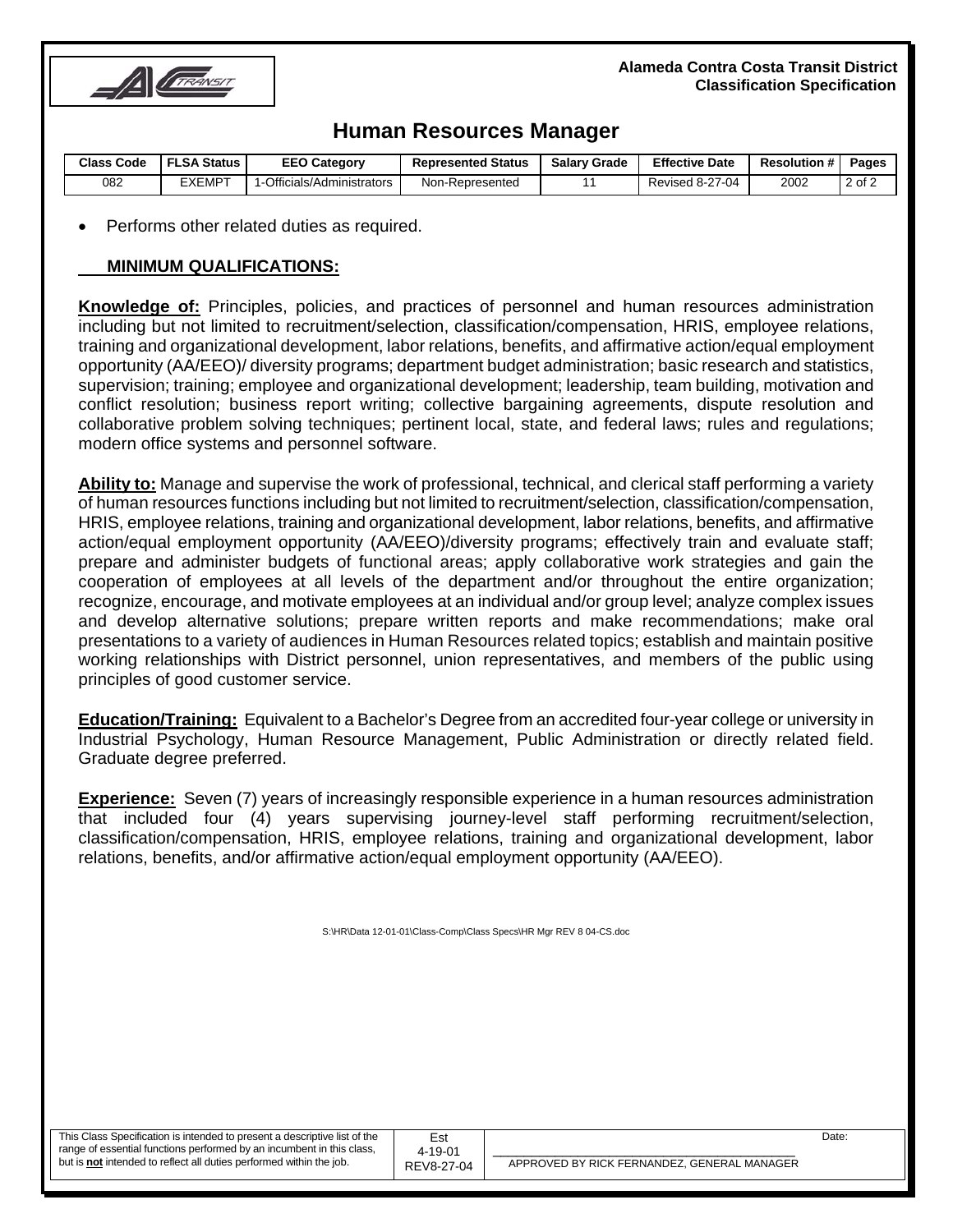Alameda Contra Costa Transit District
Classification Specification

# Human Resources Manager

| Class Code | FLSA Status | EEO Category | Represented Status | Salary Grade | Effective Date | Resolution # | Pages |
|---|---|---|---|---|---|---|---|
| 082 | EXEMPT | 1-Officials/Administrators | Non-Represented | 11 | Revised 8-27-04 | 2002 | 2 of 2 |

- Performs other related duties as required.

## MINIMUM QUALIFICATIONS:

**Knowledge of:** Principles, policies, and practices of personnel and human resources administration including but not limited to recruitment/selection, classification/compensation, HRIS, employee relations, training and organizational development, labor relations, benefits, and affirmative action/equal employment opportunity (AA/EEO)/ diversity programs; department budget administration; basic research and statistics, supervision; training; employee and organizational development; leadership, team building, motivation and conflict resolution; business report writing; collective bargaining agreements, dispute resolution and collaborative problem solving techniques; pertinent local, state, and federal laws; rules and regulations; modern office systems and personnel software.

**Ability to:** Manage and supervise the work of professional, technical, and clerical staff performing a variety of human resources functions including but not limited to recruitment/selection, classification/compensation, HRIS, employee relations, training and organizational development, labor relations, benefits, and affirmative action/equal employment opportunity (AA/EEO)/diversity programs; effectively train and evaluate staff; prepare and administer budgets of functional areas; apply collaborative work strategies and gain the cooperation of employees at all levels of the department and/or throughout the entire organization; recognize, encourage, and motivate employees at an individual and/or group level; analyze complex issues and develop alternative solutions; prepare written reports and make recommendations; make oral presentations to a variety of audiences in Human Resources related topics; establish and maintain positive working relationships with District personnel, union representatives, and members of the public using principles of good customer service.

**Education/Training:** Equivalent to a Bachelor's Degree from an accredited four-year college or university in Industrial Psychology, Human Resource Management, Public Administration or directly related field. Graduate degree preferred.

**Experience:** Seven (7) years of increasingly responsible experience in a human resources administration that included four (4) years supervising journey-level staff performing recruitment/selection, classification/compensation, HRIS, employee relations, training and organizational development, labor relations, benefits, and/or affirmative action/equal employment opportunity (AA/EEO).

S:\HR\Data 12-01-01\Class-Comp\Class Specs\HR Mgr REV 8 04-CS.doc

| | | |
|---|---|---|
| This Class Specification is intended to present a descriptive list of the range of essential functions performed by an incumbent in this class, but is **not** intended to reflect all duties performed within the job. | Est 4-19-01 REV8-27-04 | Date: ____________ APPROVED BY RICK FERNANDEZ, GENERAL MANAGER |